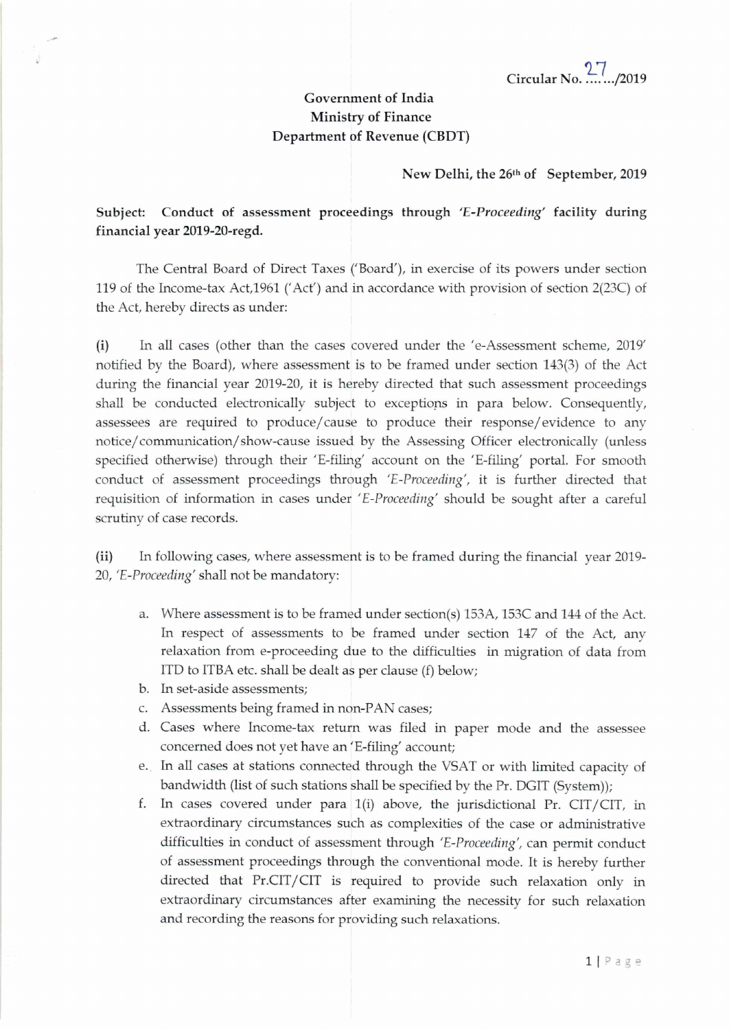Circular No. 27/2019

Government of India
Ministry of Finance
Department of Revenue (CBDT)

New Delhi, the 26th of September, 2019

**Subject: Conduct of assessment proceedings through *'E-Proceeding'* facility during financial year 2019-20-regd.**

The Central Board of Direct Taxes ('Board'), in exercise of its powers under section 119 of the Income-tax Act,1961 ('Act') and in accordance with provision of section 2(23C) of the Act, hereby directs as under:

**(i)** In all cases (other than the cases covered under the 'e-Assessment scheme, 2019' notified by the Board), where assessment is to be framed under section 143(3) of the Act during the financial year 2019-20, it is hereby directed that such assessment proceedings shall be conducted electronically subject to exceptions in para below. Consequently, assessees are required to produce/cause to produce their response/evidence to any notice/communication/show-cause issued by the Assessing Officer electronically (unless specified otherwise) through their 'E-filing' account on the 'E-filing' portal. For smooth conduct of assessment proceedings through *'E-Proceeding'*, it is further directed that requisition of information in cases under *'E-Proceeding'* should be sought after a careful scrutiny of case records.

**(ii)** In following cases, where assessment is to be framed during the financial year 2019-20, *'E-Proceeding'* shall not be mandatory:

a. Where assessment is to be framed under section(s) 153A, 153C and 144 of the Act. In respect of assessments to be framed under section 147 of the Act, any relaxation from e-proceeding due to the difficulties in migration of data from ITD to ITBA etc. shall be dealt as per clause (f) below;
b. In set-aside assessments;
c. Assessments being framed in non-PAN cases;
d. Cases where Income-tax return was filed in paper mode and the assessee concerned does not yet have an 'E-filing' account;
e. In all cases at stations connected through the VSAT or with limited capacity of bandwidth (list of such stations shall be specified by the Pr. DGIT (System));
f. In cases covered under para 1(i) above, the jurisdictional Pr. CIT/CIT, in extraordinary circumstances such as complexities of the case or administrative difficulties in conduct of assessment through *'E-Proceeding'*, can permit conduct of assessment proceedings through the conventional mode. It is hereby further directed that Pr.CIT/CIT is required to provide such relaxation only in extraordinary circumstances after examining the necessity for such relaxation and recording the reasons for providing such relaxations.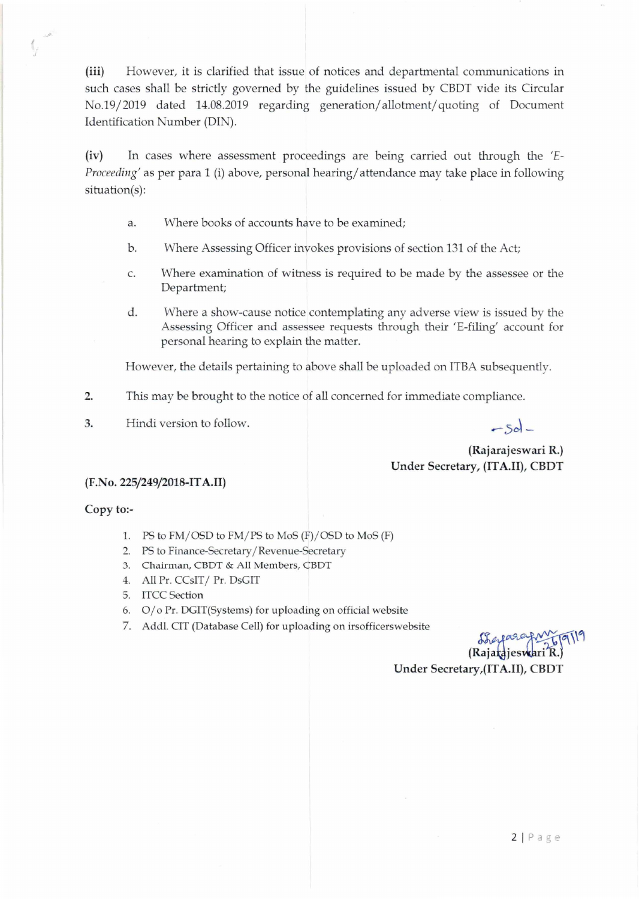**(iii)** However, it is clarified that issue of notices and departmental communications in such cases shall be strictly governed by the guidelines issued by CBDT vide its Circular No.19/2019 dated 14.08.2019 regarding generation/allotment/quoting of Document Identification Number (DIN).

**(iv)** In cases where assessment proceedings are being carried out through the *'E-Proceeding'* as per para 1 (i) above, personal hearing/attendance may take place in following situation(s):

a. Where books of accounts have to be examined;

b. Where Assessing Officer invokes provisions of section 131 of the Act;

c. Where examination of witness is required to be made by the assessee or the Department;

d. Where a show-cause notice contemplating any adverse view is issued by the Assessing Officer and assessee requests through their 'E-filing' account for personal hearing to explain the matter.

However, the details pertaining to above shall be uploaded on ITBA subsequently.

**2.** This may be brought to the notice of all concerned for immediate compliance.

**3.** Hindi version to follow.

-Sd-

**(Rajarajeswari R.)**
**Under Secretary, (ITA.II), CBDT**

**(F.No. 225/249/2018-ITA.II)**

**Copy to:-**

1. PS to FM/OSD to FM/PS to MoS (F)/OSD to MoS (F)
2. PS to Finance-Secretary/Revenue-Secretary
3. Chairman, CBDT & All Members, CBDT
4. All Pr. CCsIT/ Pr. DsGIT
5. ITCC Section
6. O/o Pr. DGIT(Systems) for uploading on official website
7. Addl. CIT (Database Cell) for uploading on irsofficerswebsite

26/9/19

**(Rajarajeswari R.)**
**Under Secretary,(ITA.II), CBDT**